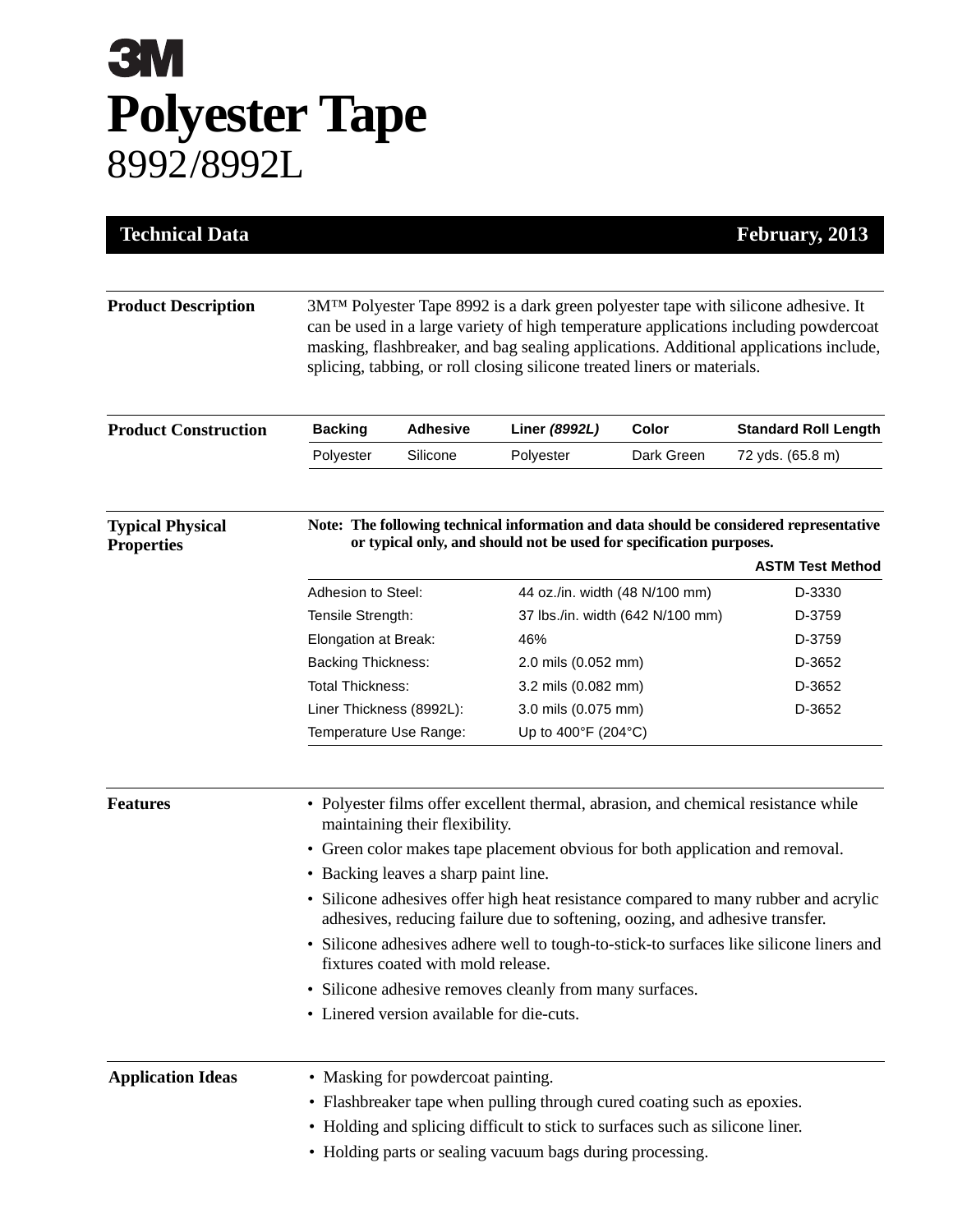# 3M

# Polyester Tape

## 8992/8992L

**Technical Data** — **February, 2013**

## Product Description

3M™ Polyester Tape 8992 is a dark green polyester tape with silicone adhesive. It can be used in a large variety of high temperature applications including powdercoat masking, flashbreaker, and bag sealing applications. Additional applications include, splicing, tabbing, or roll closing silicone treated liners or materials.

## Product Construction

| Backing | Adhesive | Liner *(8992L)* | Color | Standard Roll Length |
|---|---|---|---|---|
| Polyester | Silicone | Polyester | Dark Green | 72 yds. (65.8 m) |

## Typical Physical Properties

**Note: The following technical information and data should be considered representative or typical only, and should not be used for specification purposes.**

| | | ASTM Test Method |
|---|---|---|
| Adhesion to Steel: | 44 oz./in. width (48 N/100 mm) | D-3330 |
| Tensile Strength: | 37 lbs./in. width (642 N/100 mm) | D-3759 |
| Elongation at Break: | 46% | D-3759 |
| Backing Thickness: | 2.0 mils (0.052 mm) | D-3652 |
| Total Thickness: | 3.2 mils (0.082 mm) | D-3652 |
| Liner Thickness (8992L): | 3.0 mils (0.075 mm) | D-3652 |
| Temperature Use Range: | Up to 400°F (204°C) | |

## Features

- Polyester films offer excellent thermal, abrasion, and chemical resistance while maintaining their flexibility.
- Green color makes tape placement obvious for both application and removal.
- Backing leaves a sharp paint line.
- Silicone adhesives offer high heat resistance compared to many rubber and acrylic adhesives, reducing failure due to softening, oozing, and adhesive transfer.
- Silicone adhesives adhere well to tough-to-stick-to surfaces like silicone liners and fixtures coated with mold release.
- Silicone adhesive removes cleanly from many surfaces.
- Linered version available for die-cuts.

## Application Ideas

- Masking for powdercoat painting.
- Flashbreaker tape when pulling through cured coating such as epoxies.
- Holding and splicing difficult to stick to surfaces such as silicone liner.
- Holding parts or sealing vacuum bags during processing.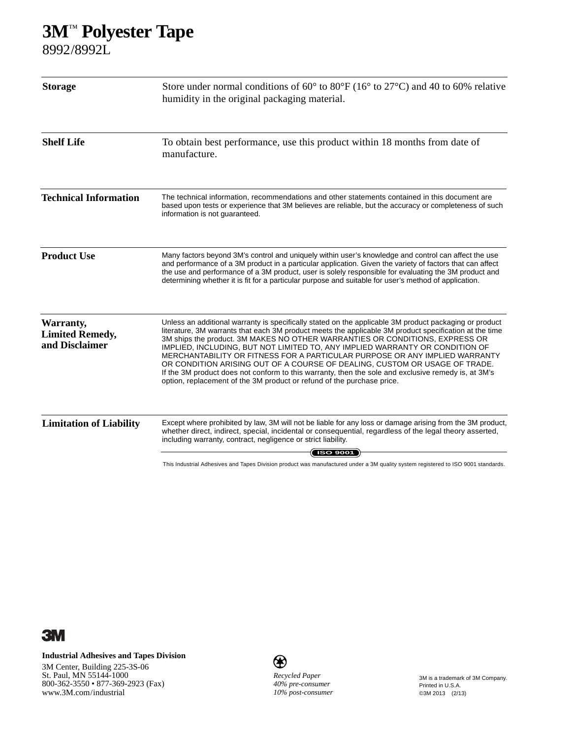# 3M™ Polyester Tape

8992/8992L

**Storage**

Store under normal conditions of 60° to 80°F (16° to 27°C) and 40 to 60% relative humidity in the original packaging material.

**Shelf Life**

To obtain best performance, use this product within 18 months from date of manufacture.

**Technical Information**

The technical information, recommendations and other statements contained in this document are based upon tests or experience that 3M believes are reliable, but the accuracy or completeness of such information is not guaranteed.

**Product Use**

Many factors beyond 3M's control and uniquely within user's knowledge and control can affect the use and performance of a 3M product in a particular application. Given the variety of factors that can affect the use and performance of a 3M product, user is solely responsible for evaluating the 3M product and determining whether it is fit for a particular purpose and suitable for user's method of application.

**Warranty, Limited Remedy, and Disclaimer**

Unless an additional warranty is specifically stated on the applicable 3M product packaging or product literature, 3M warrants that each 3M product meets the applicable 3M product specification at the time 3M ships the product. 3M MAKES NO OTHER WARRANTIES OR CONDITIONS, EXPRESS OR IMPLIED, INCLUDING, BUT NOT LIMITED TO, ANY IMPLIED WARRANTY OR CONDITION OF MERCHANTABILITY OR FITNESS FOR A PARTICULAR PURPOSE OR ANY IMPLIED WARRANTY OR CONDITION ARISING OUT OF A COURSE OF DEALING, CUSTOM OR USAGE OF TRADE. If the 3M product does not conform to this warranty, then the sole and exclusive remedy is, at 3M's option, replacement of the 3M product or refund of the purchase price.

**Limitation of Liability**

Except where prohibited by law, 3M will not be liable for any loss or damage arising from the 3M product, whether direct, indirect, special, incidental or consequential, regardless of the legal theory asserted, including warranty, contract, negligence or strict liability.

ISO 9001

This Industrial Adhesives and Tapes Division product was manufactured under a 3M quality system registered to ISO 9001 standards.

3M

**Industrial Adhesives and Tapes Division**
3M Center, Building 225-3S-06
St. Paul, MN 55144-1000
800-362-3550 • 877-369-2923 (Fax)
www.3M.com/industrial

*Recycled Paper*
*40% pre-consumer*
*10% post-consumer*

3M is a trademark of 3M Company.
Printed in U.S.A.
©3M 2013 (2/13)